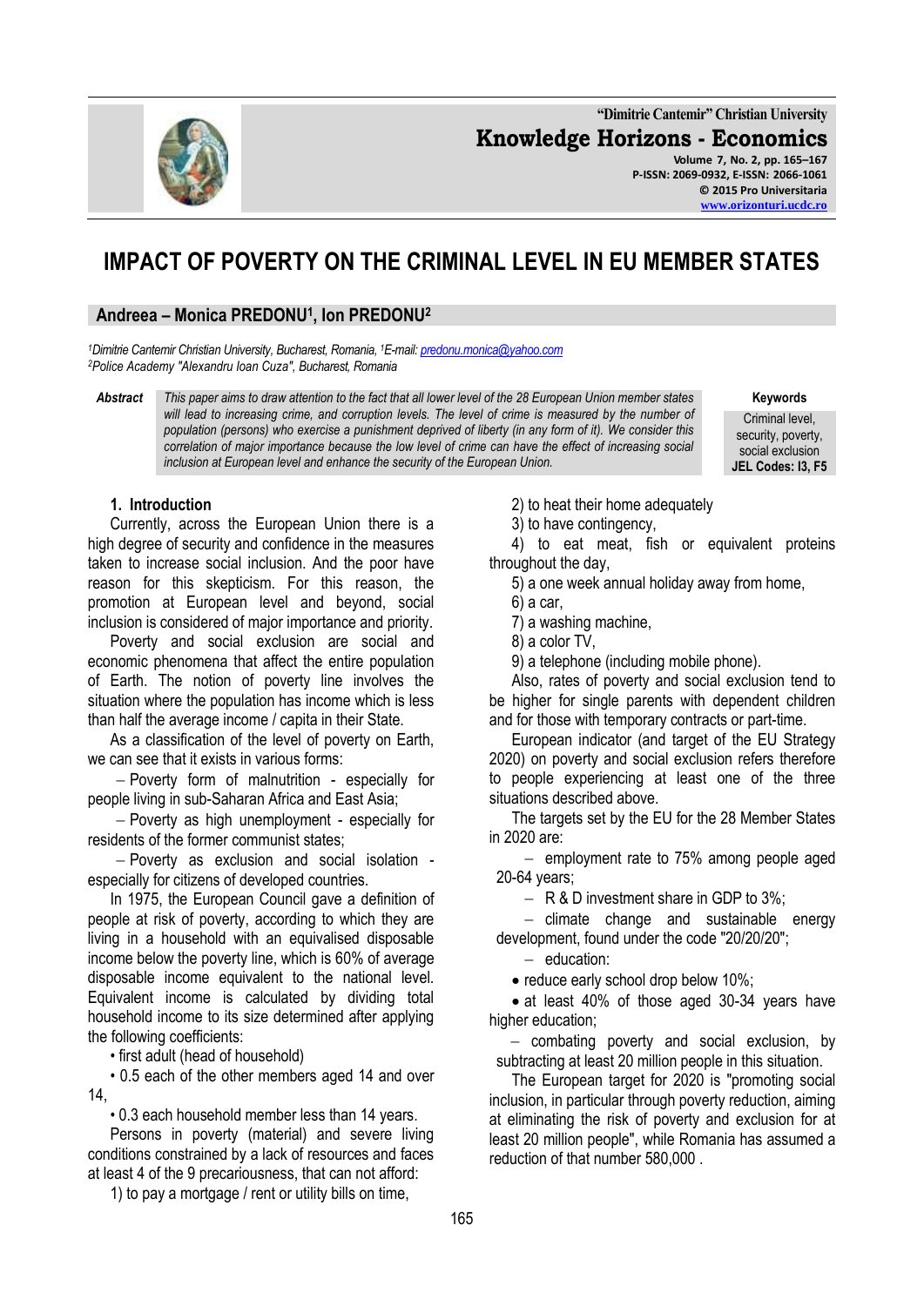# IMPACT OF POVERTY ON THE CRIMINAL LEVEL IN EU MEMBER STATES

**Andreea – Monica PREDONU[1], Ion PREDONU[2]**

*[1]Dimitrie Cantemir Christian University, Bucharest, Romania, [1]E-mail: predonu.monica@yahoo.com*
*[2]Police Academy "Alexandru Ioan Cuza", Bucharest, Romania*

**Abstract** *This paper aims to draw attention to the fact that all lower level of the 28 European Union member states will lead to increasing crime, and corruption levels. The level of crime is measured by the number of population (persons) who exercise a punishment deprived of liberty (in any form of it). We consider this correlation of major importance because the low level of crime can have the effect of increasing social inclusion at European level and enhance the security of the European Union.*

**Keywords**
Criminal level, security, poverty, social exclusion
**JEL Codes: I3, F5**

## 1. Introduction

Currently, across the European Union there is a high degree of security and confidence in the measures taken to increase social inclusion. And the poor have reason for this skepticism. For this reason, the promotion at European level and beyond, social inclusion is considered of major importance and priority.

Poverty and social exclusion are social and economic phenomena that affect the entire population of Earth. The notion of poverty line involves the situation where the population has income which is less than half the average income / capita in their State.

As a classification of the level of poverty on Earth, we can see that it exists in various forms:

- Poverty form of malnutrition - especially for people living in sub-Saharan Africa and East Asia;
- Poverty as high unemployment - especially for residents of the former communist states;
- Poverty as exclusion and social isolation - especially for citizens of developed countries.

In 1975, the European Council gave a definition of people at risk of poverty, according to which they are living in a household with an equivalised disposable income below the poverty line, which is 60% of average disposable income equivalent to the national level. Equivalent income is calculated by dividing total household income to its size determined after applying the following coefficients:

- first adult (head of household)
- 0.5 each of the other members aged 14 and over 14,
- 0.3 each household member less than 14 years.

Persons in poverty (material) and severe living conditions constrained by a lack of resources and faces at least 4 of the 9 precariousness, that can not afford:

1) to pay a mortgage / rent or utility bills on time,
2) to heat their home adequately
3) to have contingency,
4) to eat meat, fish or equivalent proteins throughout the day,
5) a one week annual holiday away from home,
6) a car,
7) a washing machine,
8) a color TV,
9) a telephone (including mobile phone).

Also, rates of poverty and social exclusion tend to be higher for single parents with dependent children and for those with temporary contracts or part-time.

European indicator (and target of the EU Strategy 2020) on poverty and social exclusion refers therefore to people experiencing at least one of the three situations described above.

The targets set by the EU for the 28 Member States in 2020 are:

- employment rate to 75% among people aged 20-64 years;
- R & D investment share in GDP to 3%;
- climate change and sustainable energy development, found under the code "20/20/20";
- education:
  - reduce early school drop below 10%;
  - at least 40% of those aged 30-34 years have higher education;
- combating poverty and social exclusion, by subtracting at least 20 million people in this situation.

The European target for 2020 is "promoting social inclusion, in particular through poverty reduction, aiming at eliminating the risk of poverty and exclusion for at least 20 million people", while Romania has assumed a reduction of that number 580,000 .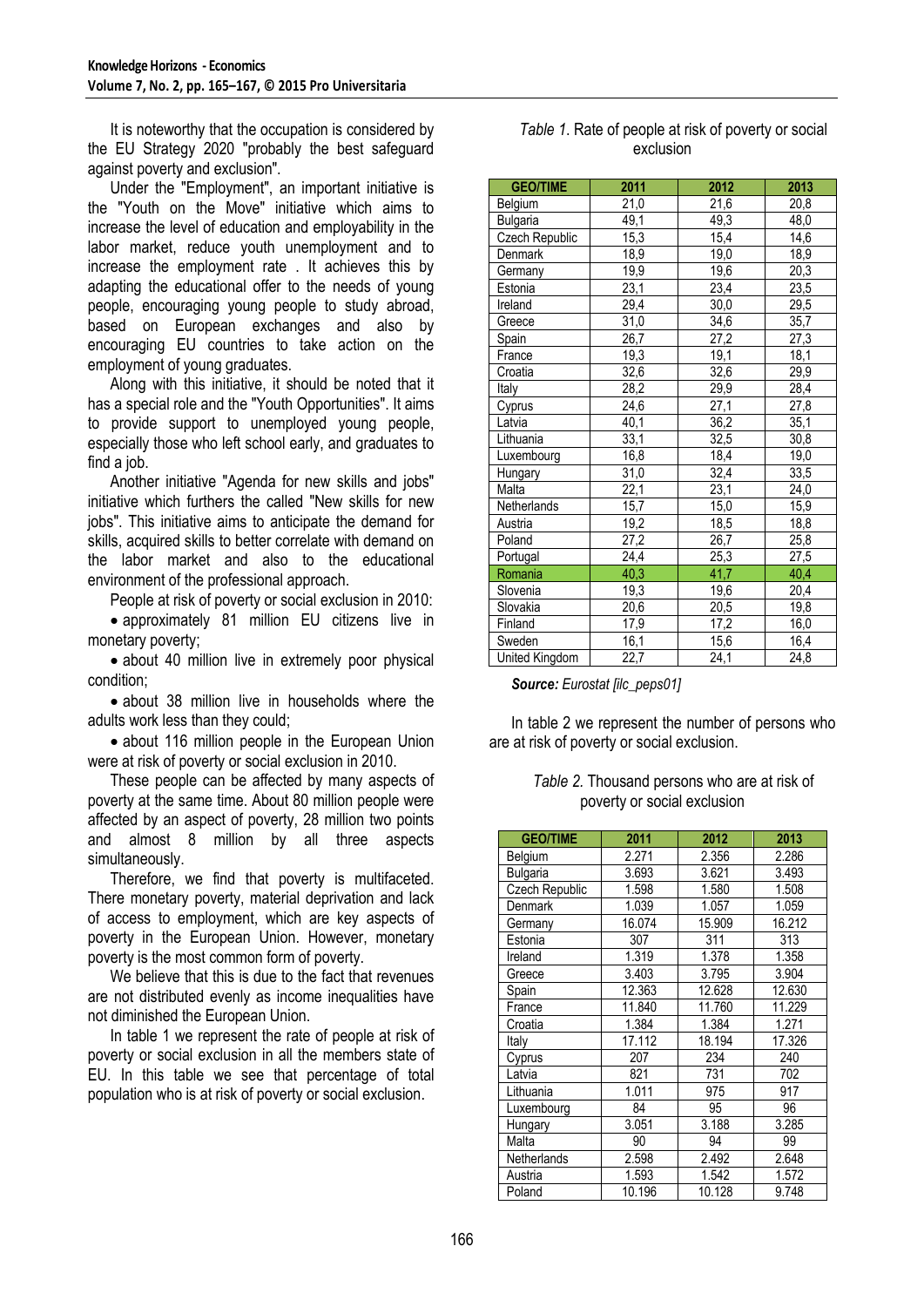It is noteworthy that the occupation is considered by the EU Strategy 2020 "probably the best safeguard against poverty and exclusion".

Under the "Employment", an important initiative is the "Youth on the Move" initiative which aims to increase the level of education and employability in the labor market, reduce youth unemployment and to increase the employment rate . It achieves this by adapting the educational offer to the needs of young people, encouraging young people to study abroad, based on European exchanges and also by encouraging EU countries to take action on the employment of young graduates.

Along with this initiative, it should be noted that it has a special role and the "Youth Opportunities". It aims to provide support to unemployed young people, especially those who left school early, and graduates to find a job.

Another initiative "Agenda for new skills and jobs" initiative which furthers the called "New skills for new jobs". This initiative aims to anticipate the demand for skills, acquired skills to better correlate with demand on the labor market and also to the educational environment of the professional approach.

People at risk of poverty or social exclusion in 2010:

- approximately 81 million EU citizens live in monetary poverty;
- about 40 million live in extremely poor physical condition;
- about 38 million live in households where the adults work less than they could;
- about 116 million people in the European Union were at risk of poverty or social exclusion in 2010.

These people can be affected by many aspects of poverty at the same time. About 80 million people were affected by an aspect of poverty, 28 million two points and almost 8 million by all three aspects simultaneously.

Therefore, we find that poverty is multifaceted. There monetary poverty, material deprivation and lack of access to employment, which are key aspects of poverty in the European Union. However, monetary poverty is the most common form of poverty.

We believe that this is due to the fact that revenues are not distributed evenly as income inequalities have not diminished the European Union.

In table 1 we represent the rate of people at risk of poverty or social exclusion in all the members state of EU. In this table we see that percentage of total population who is at risk of poverty or social exclusion.

*Table 1.* Rate of people at risk of poverty or social exclusion

| GEO/TIME | 2011 | 2012 | 2013 |
|---|---|---|---|
| Belgium | 21,0 | 21,6 | 20,8 |
| Bulgaria | 49,1 | 49,3 | 48,0 |
| Czech Republic | 15,3 | 15,4 | 14,6 |
| Denmark | 18,9 | 19,0 | 18,9 |
| Germany | 19,9 | 19,6 | 20,3 |
| Estonia | 23,1 | 23,4 | 23,5 |
| Ireland | 29,4 | 30,0 | 29,5 |
| Greece | 31,0 | 34,6 | 35,7 |
| Spain | 26,7 | 27,2 | 27,3 |
| France | 19,3 | 19,1 | 18,1 |
| Croatia | 32,6 | 32,6 | 29,9 |
| Italy | 28,2 | 29,9 | 28,4 |
| Cyprus | 24,6 | 27,1 | 27,8 |
| Latvia | 40,1 | 36,2 | 35,1 |
| Lithuania | 33,1 | 32,5 | 30,8 |
| Luxembourg | 16,8 | 18,4 | 19,0 |
| Hungary | 31,0 | 32,4 | 33,5 |
| Malta | 22,1 | 23,1 | 24,0 |
| Netherlands | 15,7 | 15,0 | 15,9 |
| Austria | 19,2 | 18,5 | 18,8 |
| Poland | 27,2 | 26,7 | 25,8 |
| Portugal | 24,4 | 25,3 | 27,5 |
| Romania | 40,3 | 41,7 | 40,4 |
| Slovenia | 19,3 | 19,6 | 20,4 |
| Slovakia | 20,6 | 20,5 | 19,8 |
| Finland | 17,9 | 17,2 | 16,0 |
| Sweden | 16,1 | 15,6 | 16,4 |
| United Kingdom | 22,7 | 24,1 | 24,8 |

***Source:** Eurostat [ilc_peps01]*

In table 2 we represent the number of persons who are at risk of poverty or social exclusion.

*Table 2.* Thousand persons who are at risk of poverty or social exclusion

| GEO/TIME | 2011 | 2012 | 2013 |
|---|---|---|---|
| Belgium | 2.271 | 2.356 | 2.286 |
| Bulgaria | 3.693 | 3.621 | 3.493 |
| Czech Republic | 1.598 | 1.580 | 1.508 |
| Denmark | 1.039 | 1.057 | 1.059 |
| Germany | 16.074 | 15.909 | 16.212 |
| Estonia | 307 | 311 | 313 |
| Ireland | 1.319 | 1.378 | 1.358 |
| Greece | 3.403 | 3.795 | 3.904 |
| Spain | 12.363 | 12.628 | 12.630 |
| France | 11.840 | 11.760 | 11.229 |
| Croatia | 1.384 | 1.384 | 1.271 |
| Italy | 17.112 | 18.194 | 17.326 |
| Cyprus | 207 | 234 | 240 |
| Latvia | 821 | 731 | 702 |
| Lithuania | 1.011 | 975 | 917 |
| Luxembourg | 84 | 95 | 96 |
| Hungary | 3.051 | 3.188 | 3.285 |
| Malta | 90 | 94 | 99 |
| Netherlands | 2.598 | 2.492 | 2.648 |
| Austria | 1.593 | 1.542 | 1.572 |
| Poland | 10.196 | 10.128 | 9.748 |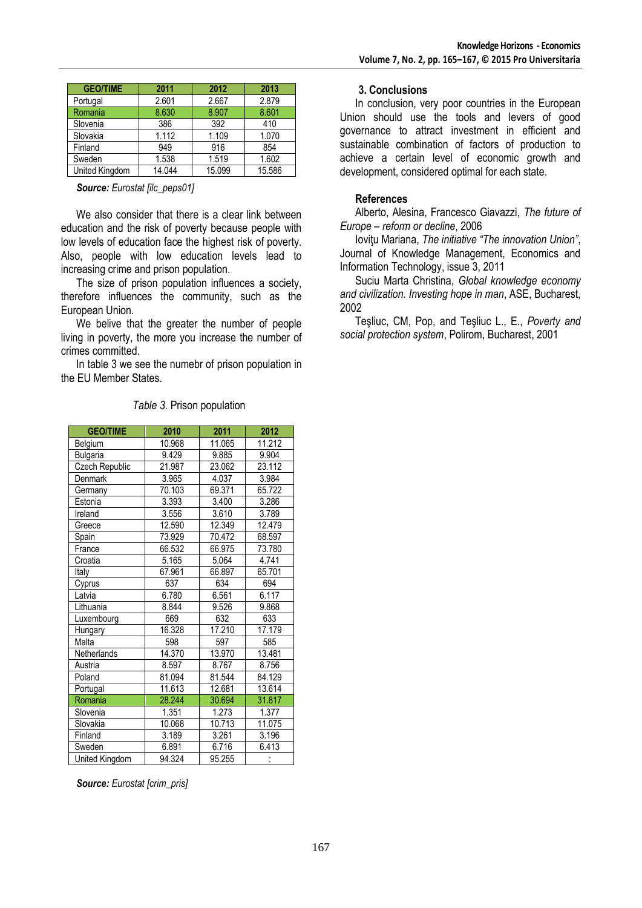| GEO/TIME | 2011 | 2012 | 2013 |
| --- | --- | --- | --- |
| Portugal | 2.601 | 2.667 | 2.879 |
| Romania | 8.630 | 8.907 | 8.601 |
| Slovenia | 386 | 392 | 410 |
| Slovakia | 1.112 | 1.109 | 1.070 |
| Finland | 949 | 916 | 854 |
| Sweden | 1.538 | 1.519 | 1.602 |
| United Kingdom | 14.044 | 15.099 | 15.586 |

***Source:*** *Eurostat [ilc_peps01]*

We also consider that there is a clear link between education and the risk of poverty because people with low levels of education face the highest risk of poverty. Also, people with low education levels lead to increasing crime and prison population.

The size of prison population influences a society, therefore influences the community, such as the European Union.

We belive that the greater the number of people living in poverty, the more you increase the number of crimes committed.

In table 3 we see the numebr of prison population in the EU Member States.

*Table 3.* Prison population

| GEO/TIME | 2010 | 2011 | 2012 |
| --- | --- | --- | --- |
| Belgium | 10.968 | 11.065 | 11.212 |
| Bulgaria | 9.429 | 9.885 | 9.904 |
| Czech Republic | 21.987 | 23.062 | 23.112 |
| Denmark | 3.965 | 4.037 | 3.984 |
| Germany | 70.103 | 69.371 | 65.722 |
| Estonia | 3.393 | 3.400 | 3.286 |
| Ireland | 3.556 | 3.610 | 3.789 |
| Greece | 12.590 | 12.349 | 12.479 |
| Spain | 73.929 | 70.472 | 68.597 |
| France | 66.532 | 66.975 | 73.780 |
| Croatia | 5.165 | 5.064 | 4.741 |
| Italy | 67.961 | 66.897 | 65.701 |
| Cyprus | 637 | 634 | 694 |
| Latvia | 6.780 | 6.561 | 6.117 |
| Lithuania | 8.844 | 9.526 | 9.868 |
| Luxembourg | 669 | 632 | 633 |
| Hungary | 16.328 | 17.210 | 17.179 |
| Malta | 598 | 597 | 585 |
| Netherlands | 14.370 | 13.970 | 13.481 |
| Austria | 8.597 | 8.767 | 8.756 |
| Poland | 81.094 | 81.544 | 84.129 |
| Portugal | 11.613 | 12.681 | 13.614 |
| Romania | 28.244 | 30.694 | 31.817 |
| Slovenia | 1.351 | 1.273 | 1.377 |
| Slovakia | 10.068 | 10.713 | 11.075 |
| Finland | 3.189 | 3.261 | 3.196 |
| Sweden | 6.891 | 6.716 | 6.413 |
| United Kingdom | 94.324 | 95.255 | : |

***Source:*** *Eurostat [crim_pris]*

### 3. Conclusions

In conclusion, very poor countries in the European Union should use the tools and levers of good governance to attract investment in efficient and sustainable combination of factors of production to achieve a certain level of economic growth and development, considered optimal for each state.

### References

Alberto, Alesina, Francesco Giavazzi, *The future of Europe – reform or decline*, 2006

Iovițu Mariana, *The initiative "The innovation Union"*, Journal of Knowledge Management, Economics and Information Technology, issue 3, 2011

Suciu Marta Christina, *Global knowledge economy and civilization. Investing hope in man*, ASE, Bucharest, 2002

Teşliuc, CM, Pop, and Teşliuc L., E., *Poverty and social protection system*, Polirom, Bucharest, 2001